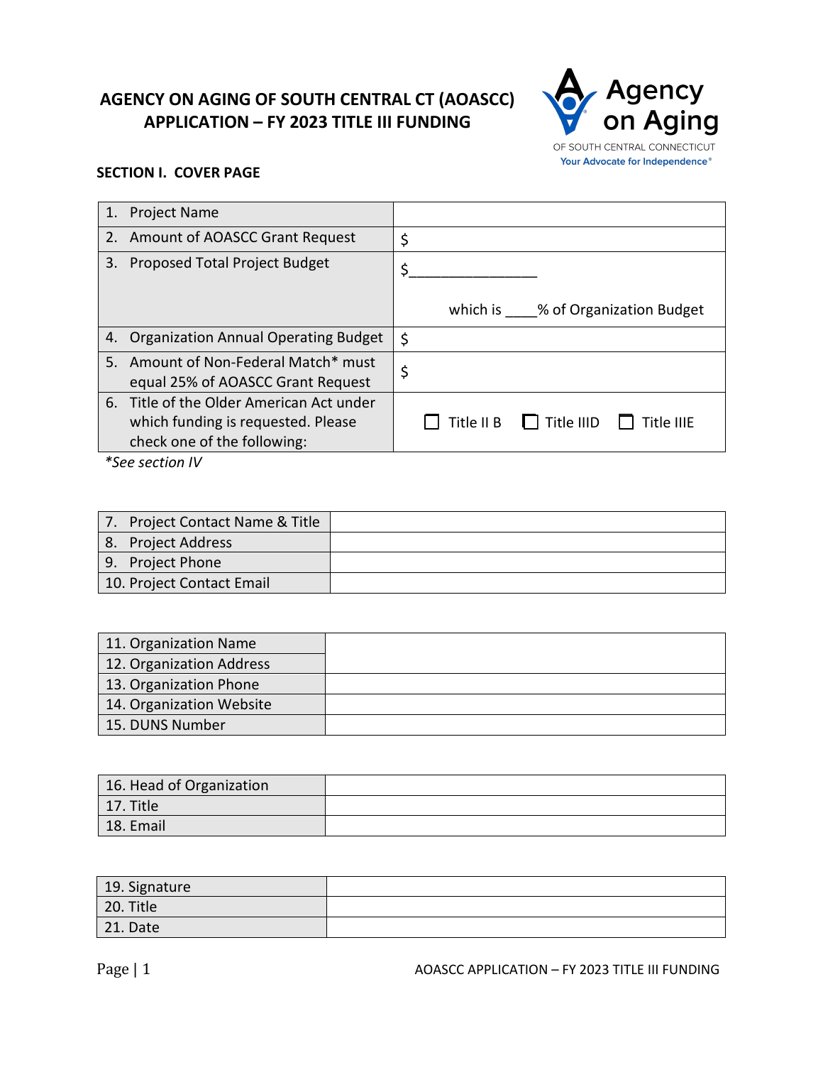# AGENCY ON AGING OF SOUTH CENTRAL CT (AOASCC) APPLICATION – FY 2023 TITLE III FUNDING

Agency on Aging
OF SOUTH CENTRAL CONNECTICUT
Your Advocate for Independence®

## SECTION I. COVER PAGE

| | |
|---|---|
| 1. Project Name | |
| 2. Amount of AOASCC Grant Request | $ |
| 3. Proposed Total Project Budget | $_______________ which is ____% of Organization Budget |
| 4. Organization Annual Operating Budget | $ |
| 5. Amount of Non-Federal Match* must equal 25% of AOASCC Grant Request | $ |
| 6. Title of the Older American Act under which funding is requested. Please check one of the following: | ☐ Title II B ☐ Title IIID ☐ Title IIIE |

*\*See section IV*

| | |
|---|---|
| 7. Project Contact Name & Title | |
| 8. Project Address | |
| 9. Project Phone | |
| 10. Project Contact Email | |

| | |
|---|---|
| 11. Organization Name | |
| 12. Organization Address | |
| 13. Organization Phone | |
| 14. Organization Website | |
| 15. DUNS Number | |

| | |
|---|---|
| 16. Head of Organization | |
| 17. Title | |
| 18. Email | |

| | |
|---|---|
| 19. Signature | |
| 20. Title | |
| 21. Date | |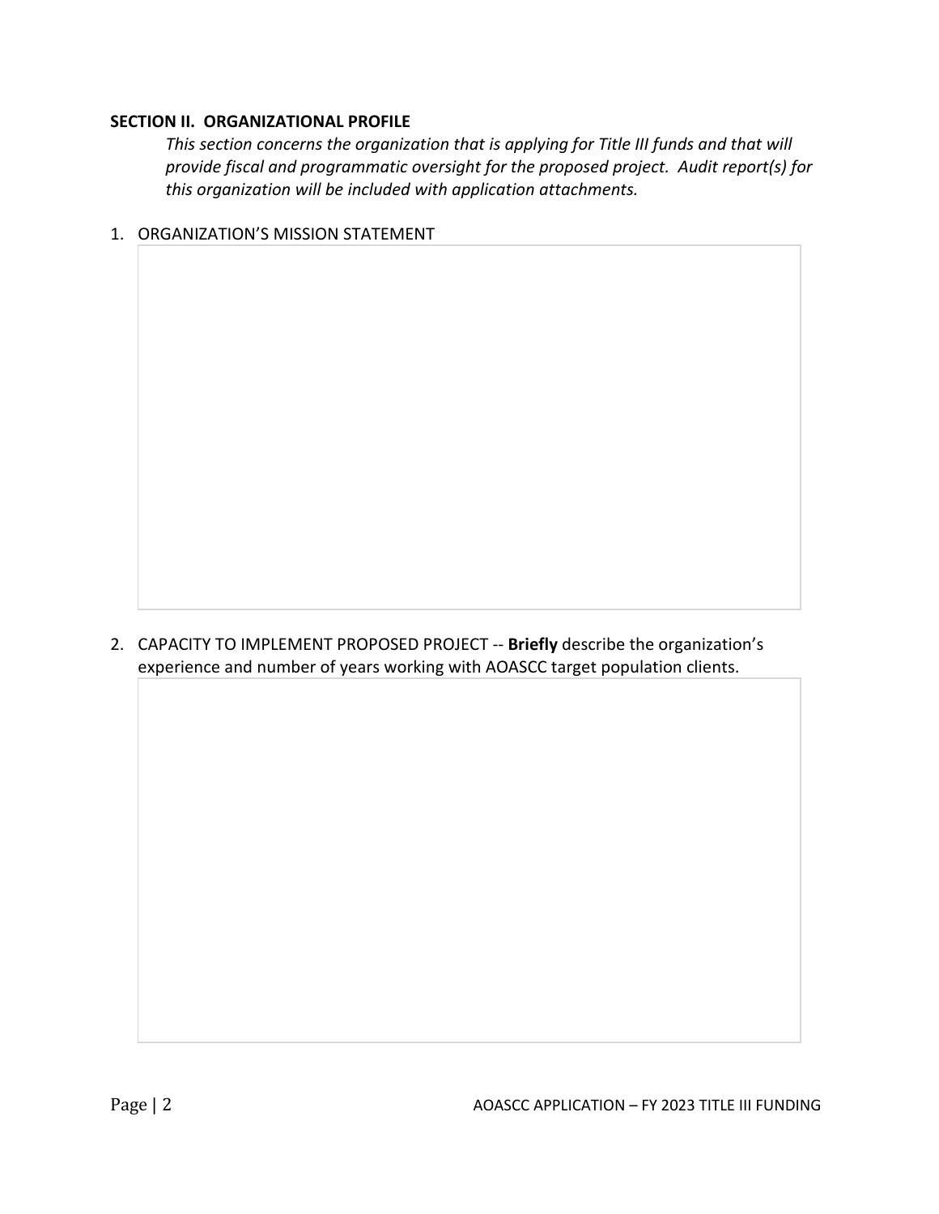## SECTION II. ORGANIZATIONAL PROFILE

*This section concerns the organization that is applying for Title III funds and that will provide fiscal and programmatic oversight for the proposed project. Audit report(s) for this organization will be included with application attachments.*

1. ORGANIZATION'S MISSION STATEMENT

2. CAPACITY TO IMPLEMENT PROPOSED PROJECT -- **Briefly** describe the organization's experience and number of years working with AOASCC target population clients.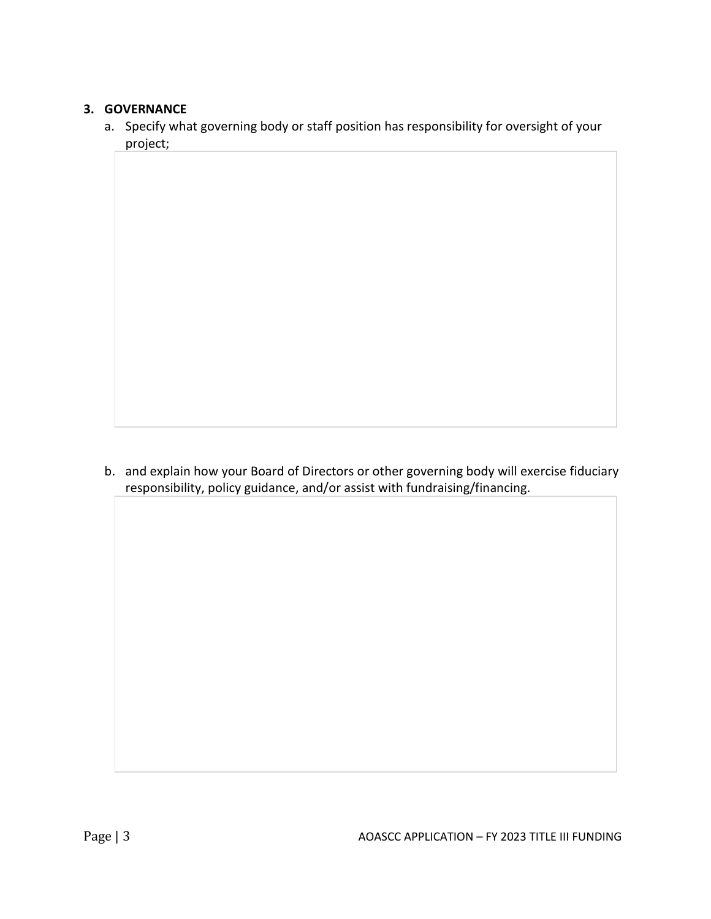**3. GOVERNANCE**

a. Specify what governing body or staff position has responsibility for oversight of your project;

b. and explain how your Board of Directors or other governing body will exercise fiduciary responsibility, policy guidance, and/or assist with fundraising/financing.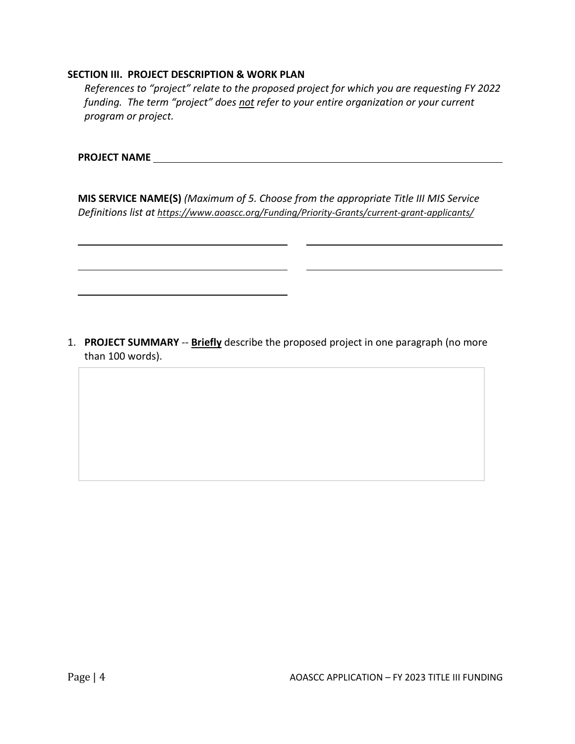**SECTION III. PROJECT DESCRIPTION & WORK PLAN**

*References to "project" relate to the proposed project for which you are requesting FY 2022 funding. The term "project" does not refer to your entire organization or your current program or project.*

**PROJECT NAME** \_\_\_\_\_\_\_\_\_\_\_\_\_\_\_\_\_\_\_\_\_\_\_\_\_\_\_\_\_\_\_\_\_\_\_\_\_\_\_\_

**MIS SERVICE NAME(S)** *(Maximum of 5. Choose from the appropriate Title III MIS Service Definitions list at https://www.aoascc.org/Funding/Priority-Grants/current-grant-applicants/*

\_\_\_\_\_\_\_\_\_\_\_\_\_\_\_\_\_\_\_\_\_\_\_\_\_\_\_\_ \_\_\_\_\_\_\_\_\_\_\_\_\_\_\_\_\_\_\_\_\_\_\_\_\_\_\_\_

\_\_\_\_\_\_\_\_\_\_\_\_\_\_\_\_\_\_\_\_\_\_\_\_\_\_\_\_ \_\_\_\_\_\_\_\_\_\_\_\_\_\_\_\_\_\_\_\_\_\_\_\_\_\_\_\_

\_\_\_\_\_\_\_\_\_\_\_\_\_\_\_\_\_\_\_\_\_\_\_\_\_\_\_\_

1. **PROJECT SUMMARY** -- **Briefly** describe the proposed project in one paragraph (no more than 100 words).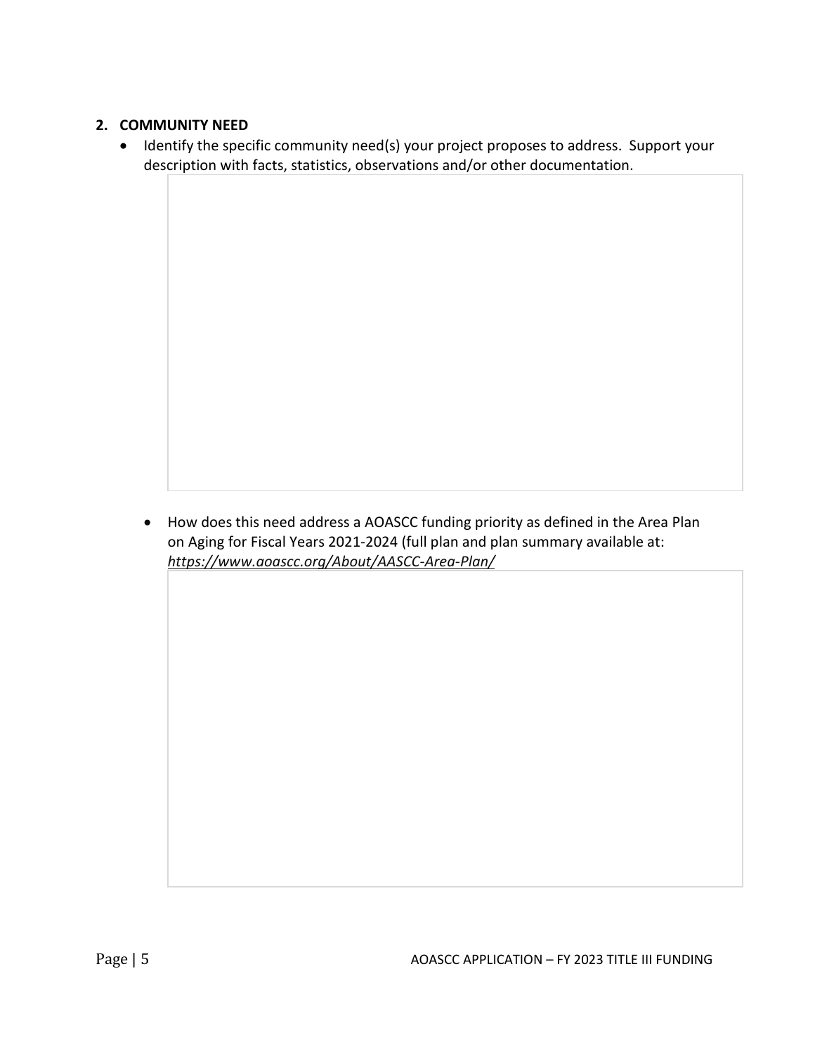## 2. COMMUNITY NEED

- Identify the specific community need(s) your project proposes to address. Support your description with facts, statistics, observations and/or other documentation.

- How does this need address a AOASCC funding priority as defined in the Area Plan on Aging for Fiscal Years 2021-2024 (full plan and plan summary available at: *https://www.aoascc.org/About/AASCC-Area-Plan/*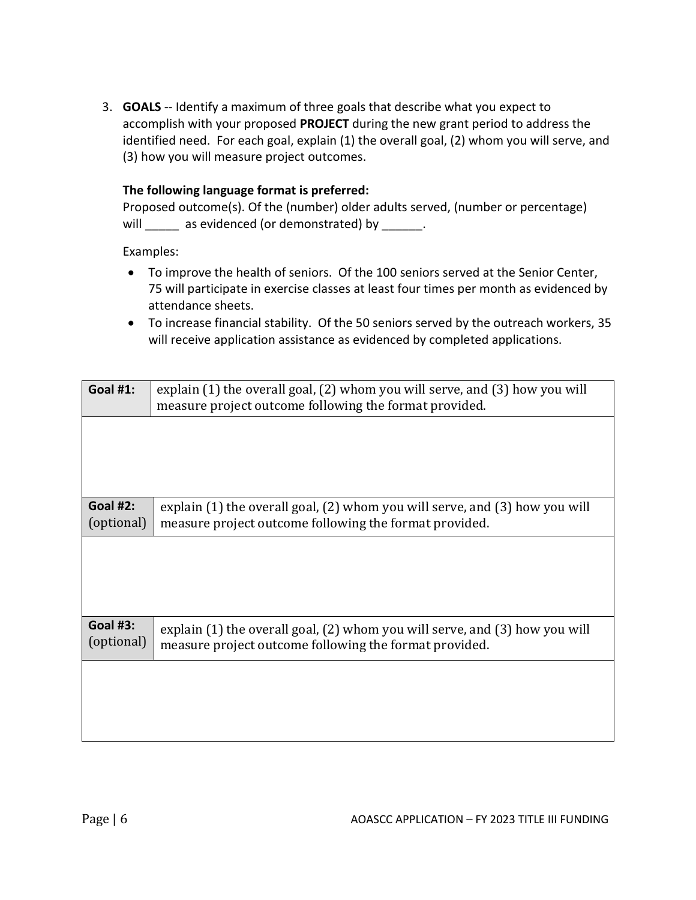3. **GOALS** -- Identify a maximum of three goals that describe what you expect to accomplish with your proposed **PROJECT** during the new grant period to address the identified need. For each goal, explain (1) the overall goal, (2) whom you will serve, and (3) how you will measure project outcomes.

   **The following language format is preferred:**
   Proposed outcome(s). Of the (number) older adults served, (number or percentage) will _____ as evidenced (or demonstrated) by ______.

   Examples:

   - To improve the health of seniors. Of the 100 seniors served at the Senior Center, 75 will participate in exercise classes at least four times per month as evidenced by attendance sheets.
   - To increase financial stability. Of the 50 seniors served by the outreach workers, 35 will receive application assistance as evidenced by completed applications.

| **Goal #1:** | explain (1) the overall goal, (2) whom you will serve, and (3) how you will measure project outcome following the format provided. |
|---|---|
| | |
| **Goal #2:** (optional) | explain (1) the overall goal, (2) whom you will serve, and (3) how you will measure project outcome following the format provided. |
| | |
| **Goal #3:** (optional) | explain (1) the overall goal, (2) whom you will serve, and (3) how you will measure project outcome following the format provided. |
| | |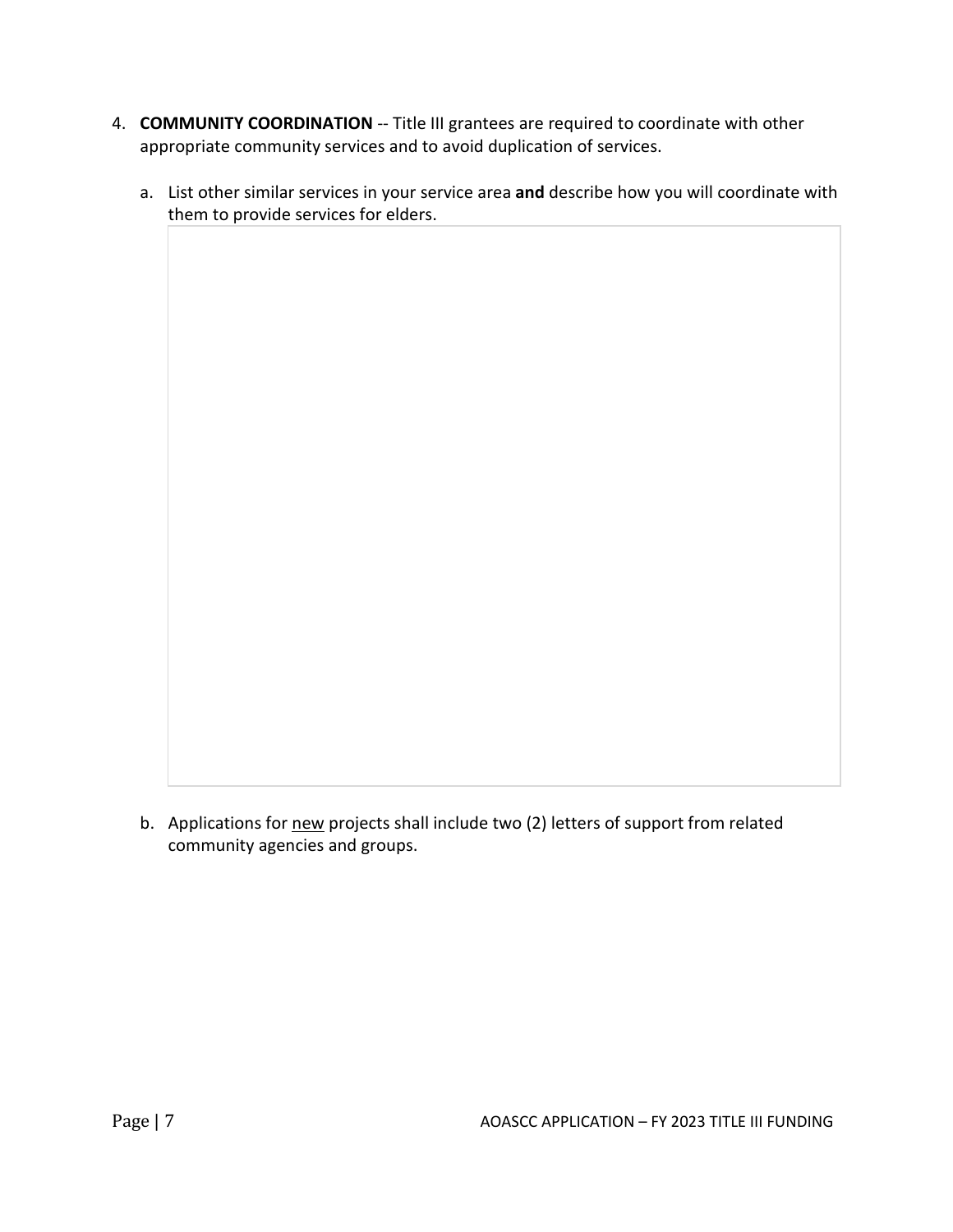4. **COMMUNITY COORDINATION** -- Title III grantees are required to coordinate with other appropriate community services and to avoid duplication of services.

   a. List other similar services in your service area **and** describe how you will coordinate with them to provide services for elders.

   | |
   |---|
   | |

   b. Applications for <u>new</u> projects shall include two (2) letters of support from related community agencies and groups.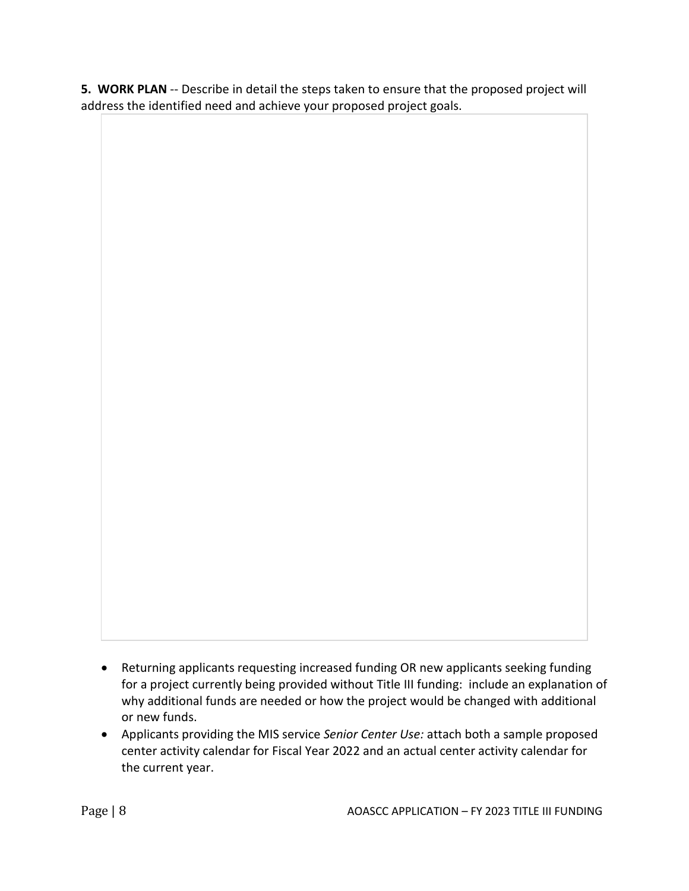**5. WORK PLAN** -- Describe in detail the steps taken to ensure that the proposed project will address the identified need and achieve your proposed project goals.

- Returning applicants requesting increased funding OR new applicants seeking funding for a project currently being provided without Title III funding: include an explanation of why additional funds are needed or how the project would be changed with additional or new funds.
- Applicants providing the MIS service *Senior Center Use:* attach both a sample proposed center activity calendar for Fiscal Year 2022 and an actual center activity calendar for the current year.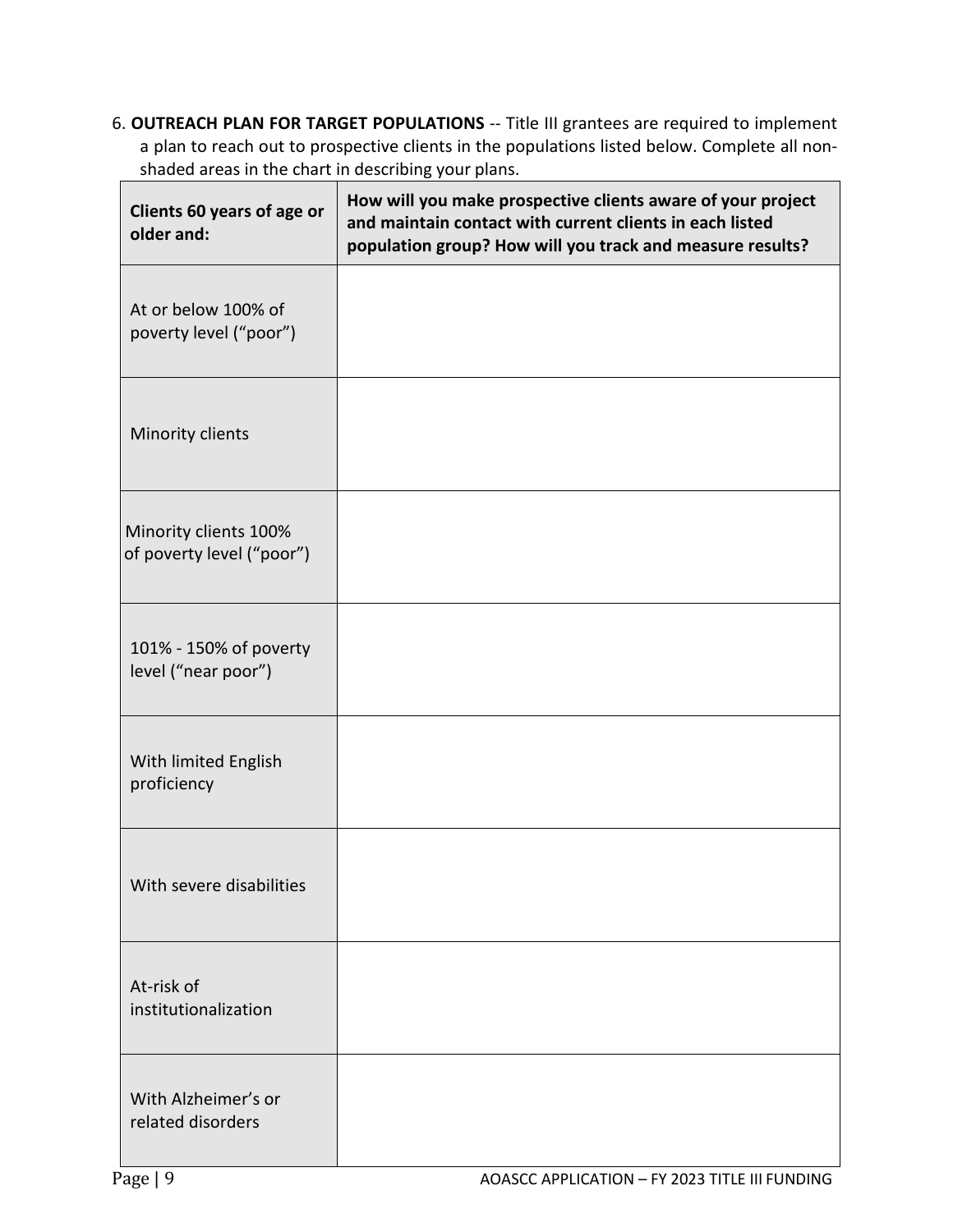6. **OUTREACH PLAN FOR TARGET POPULATIONS** -- Title III grantees are required to implement a plan to reach out to prospective clients in the populations listed below. Complete all non-shaded areas in the chart in describing your plans.

| Clients 60 years of age or older and: | How will you make prospective clients aware of your project and maintain contact with current clients in each listed population group? How will you track and measure results? |
|---|---|
| At or below 100% of poverty level ("poor") | |
| Minority clients | |
| Minority clients 100% of poverty level ("poor") | |
| 101% - 150% of poverty level ("near poor") | |
| With limited English proficiency | |
| With severe disabilities | |
| At-risk of institutionalization | |
| With Alzheimer's or related disorders | |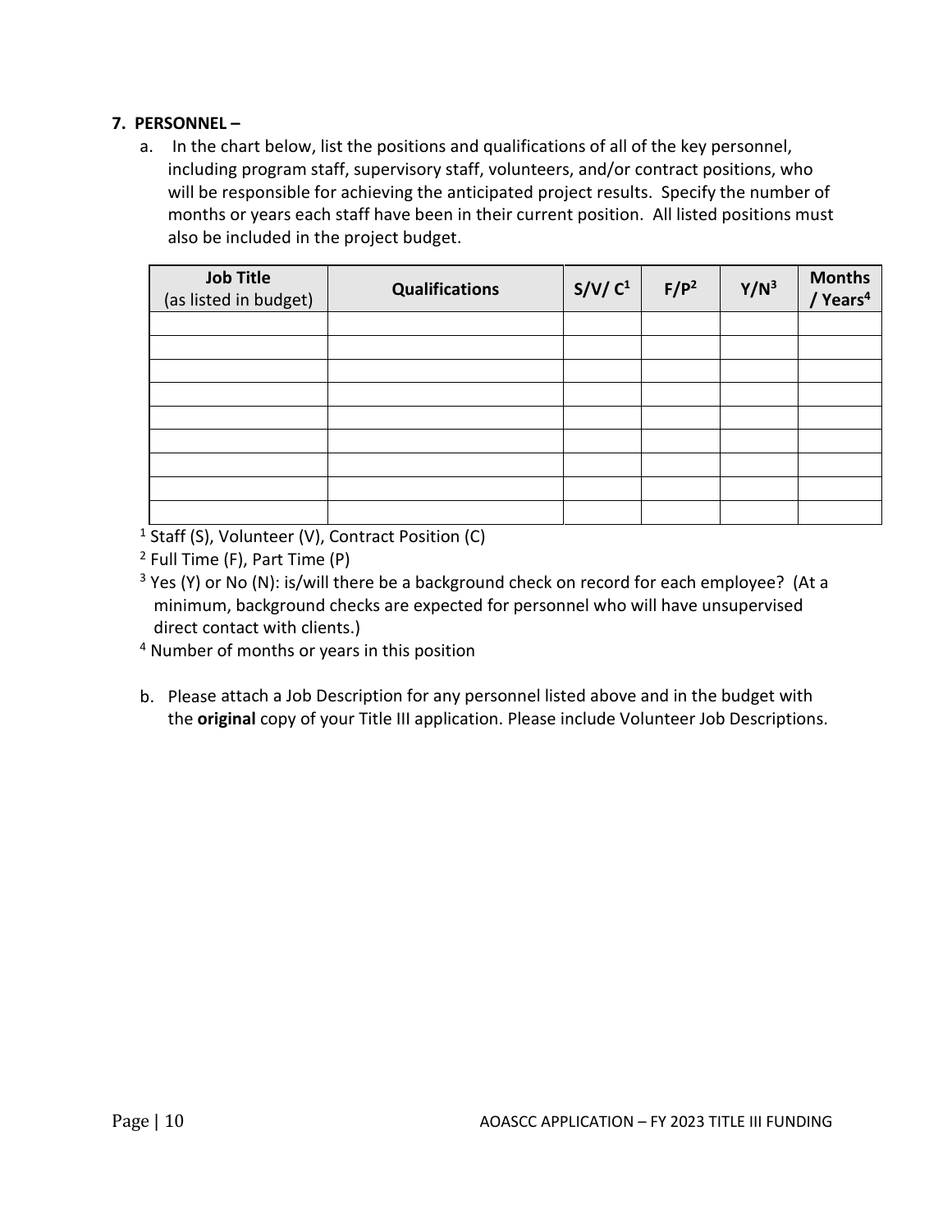**7. PERSONNEL –**

a. In the chart below, list the positions and qualifications of all of the key personnel, including program staff, supervisory staff, volunteers, and/or contract positions, who will be responsible for achieving the anticipated project results. Specify the number of months or years each staff have been in their current position. All listed positions must also be included in the project budget.

| Job Title (as listed in budget) | Qualifications | S/V/ C[1] | F/P[2] | Y/N[3] | Months / Years[4] |
|---|---|---|---|---|---|
| | | | | | |
| | | | | | |
| | | | | | |
| | | | | | |
| | | | | | |
| | | | | | |
| | | | | | |
| | | | | | |
| | | | | | |

[1] Staff (S), Volunteer (V), Contract Position (C)

[2] Full Time (F), Part Time (P)

[3] Yes (Y) or No (N): is/will there be a background check on record for each employee? (At a minimum, background checks are expected for personnel who will have unsupervised direct contact with clients.)

[4] Number of months or years in this position

b. Please attach a Job Description for any personnel listed above and in the budget with the **original** copy of your Title III application. Please include Volunteer Job Descriptions.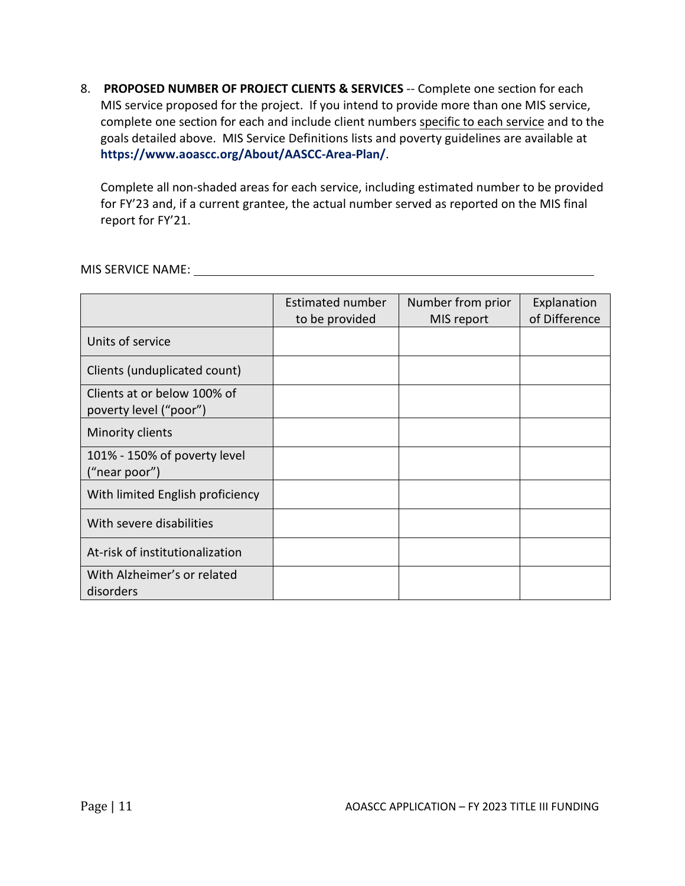8. **PROPOSED NUMBER OF PROJECT CLIENTS & SERVICES** -- Complete one section for each MIS service proposed for the project. If you intend to provide more than one MIS service, complete one section for each and include client numbers specific to each service and to the goals detailed above. MIS Service Definitions lists and poverty guidelines are available at **https://www.aoascc.org/About/AASCC-Area-Plan/**.

   Complete all non-shaded areas for each service, including estimated number to be provided for FY'23 and, if a current grantee, the actual number served as reported on the MIS final report for FY'21.

MIS SERVICE NAME: ______________________________

| | Estimated number to be provided | Number from prior MIS report | Explanation of Difference |
|---|---|---|---|
| Units of service | | | |
| Clients (unduplicated count) | | | |
| Clients at or below 100% of poverty level ("poor") | | | |
| Minority clients | | | |
| 101% - 150% of poverty level ("near poor") | | | |
| With limited English proficiency | | | |
| With severe disabilities | | | |
| At-risk of institutionalization | | | |
| With Alzheimer's or related disorders | | | |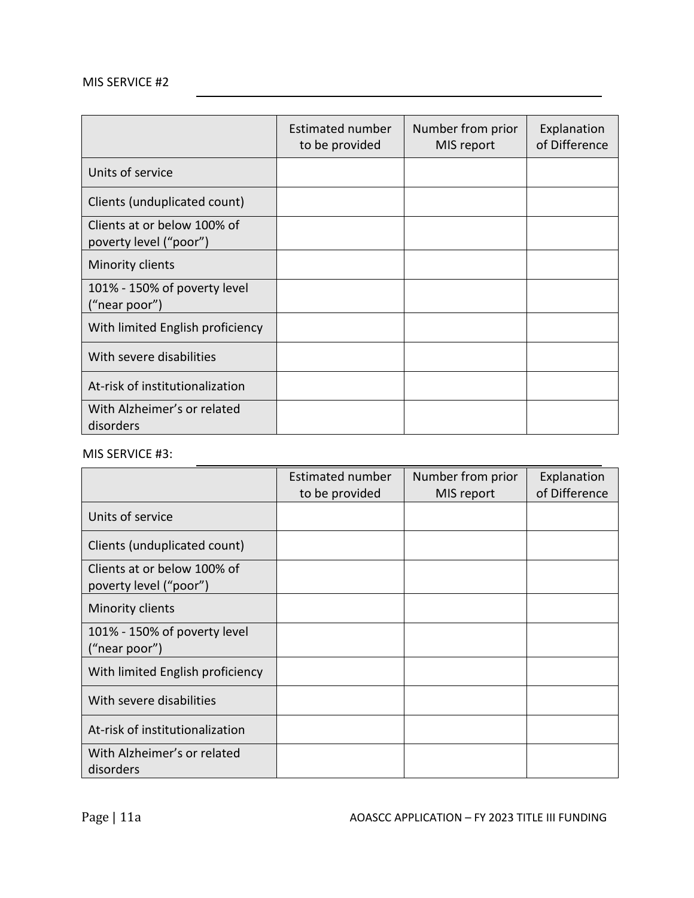MIS SERVICE #2 \_\_\_\_\_\_\_\_\_\_\_\_\_\_\_\_\_\_\_\_\_\_\_\_\_\_\_\_\_\_\_\_\_\_\_\_\_\_\_\_

| | Estimated number to be provided | Number from prior MIS report | Explanation of Difference |
|---|---|---|---|
| Units of service | | | |
| Clients (unduplicated count) | | | |
| Clients at or below 100% of poverty level ("poor") | | | |
| Minority clients | | | |
| 101% - 150% of poverty level ("near poor") | | | |
| With limited English proficiency | | | |
| With severe disabilities | | | |
| At-risk of institutionalization | | | |
| With Alzheimer's or related disorders | | | |

MIS SERVICE #3: \_\_\_\_\_\_\_\_\_\_\_\_\_\_\_\_\_\_\_\_\_\_\_\_\_\_\_\_\_\_\_\_\_\_\_\_\_\_\_\_

| | Estimated number to be provided | Number from prior MIS report | Explanation of Difference |
|---|---|---|---|
| Units of service | | | |
| Clients (unduplicated count) | | | |
| Clients at or below 100% of poverty level ("poor") | | | |
| Minority clients | | | |
| 101% - 150% of poverty level ("near poor") | | | |
| With limited English proficiency | | | |
| With severe disabilities | | | |
| At-risk of institutionalization | | | |
| With Alzheimer's or related disorders | | | |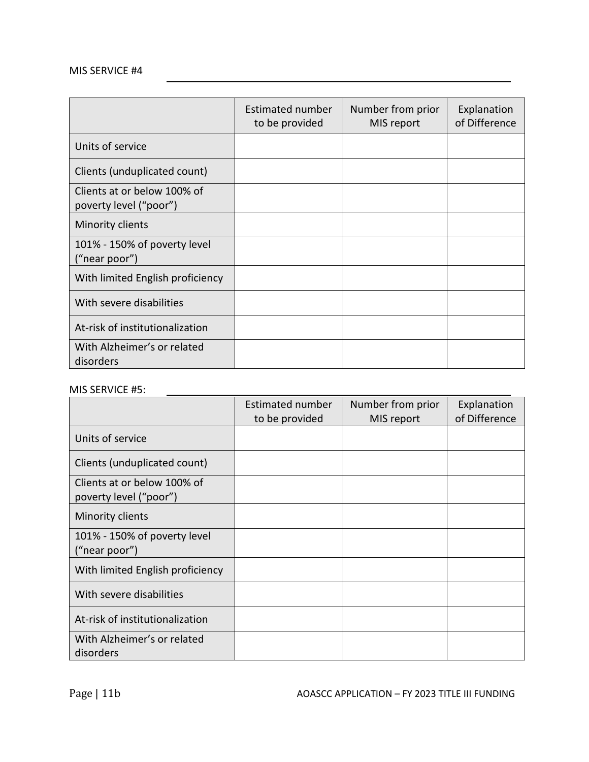MIS SERVICE #4 \_\_\_\_\_\_\_\_\_\_\_\_\_\_\_\_\_\_\_\_\_\_\_\_\_\_\_\_\_\_\_\_\_\_\_\_\_\_\_\_

| | Estimated number to be provided | Number from prior MIS report | Explanation of Difference |
|---|---|---|---|
| Units of service | | | |
| Clients (unduplicated count) | | | |
| Clients at or below 100% of poverty level ("poor") | | | |
| Minority clients | | | |
| 101% - 150% of poverty level ("near poor") | | | |
| With limited English proficiency | | | |
| With severe disabilities | | | |
| At-risk of institutionalization | | | |
| With Alzheimer's or related disorders | | | |

MIS SERVICE #5: \_\_\_\_\_\_\_\_\_\_\_\_\_\_\_\_\_\_\_\_\_\_\_\_\_\_\_\_\_\_\_\_\_\_\_\_\_\_\_\_

| | Estimated number to be provided | Number from prior MIS report | Explanation of Difference |
|---|---|---|---|
| Units of service | | | |
| Clients (unduplicated count) | | | |
| Clients at or below 100% of poverty level ("poor") | | | |
| Minority clients | | | |
| 101% - 150% of poverty level ("near poor") | | | |
| With limited English proficiency | | | |
| With severe disabilities | | | |
| At-risk of institutionalization | | | |
| With Alzheimer's or related disorders | | | |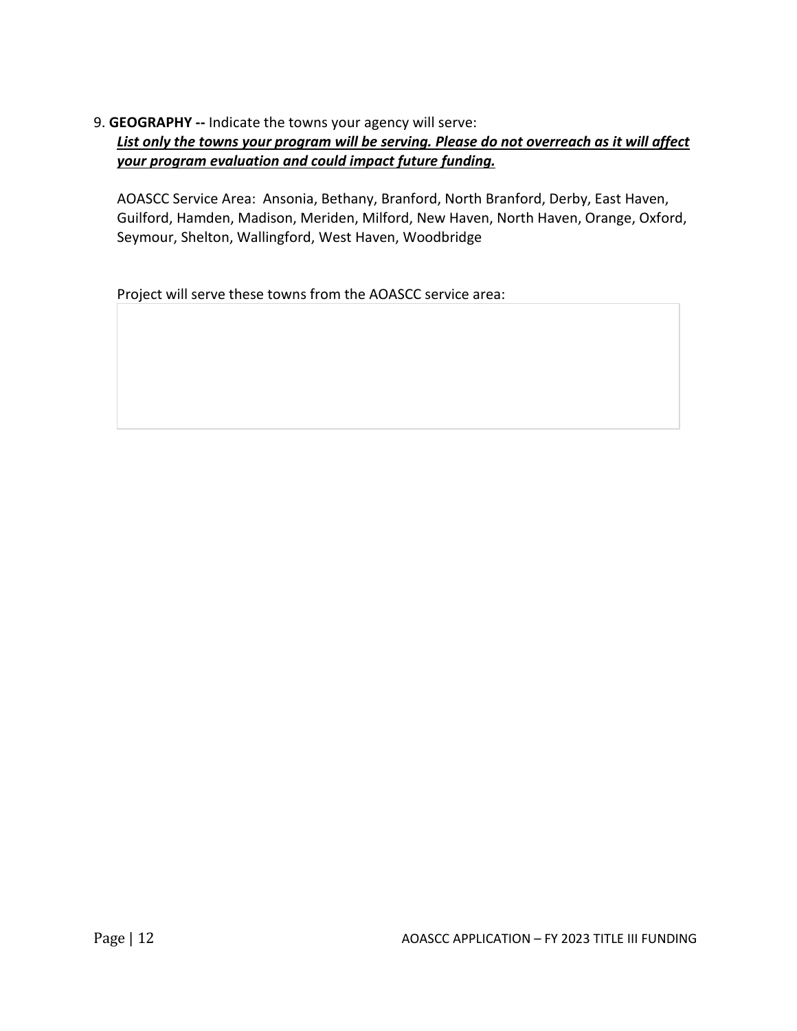9. **GEOGRAPHY --** Indicate the towns your agency will serve:

***<u>List only the towns your program will be serving. Please do not overreach as it will affect your program evaluation and could impact future funding.</u>***

AOASCC Service Area: Ansonia, Bethany, Branford, North Branford, Derby, East Haven, Guilford, Hamden, Madison, Meriden, Milford, New Haven, North Haven, Orange, Oxford, Seymour, Shelton, Wallingford, West Haven, Woodbridge

Project will serve these towns from the AOASCC service area: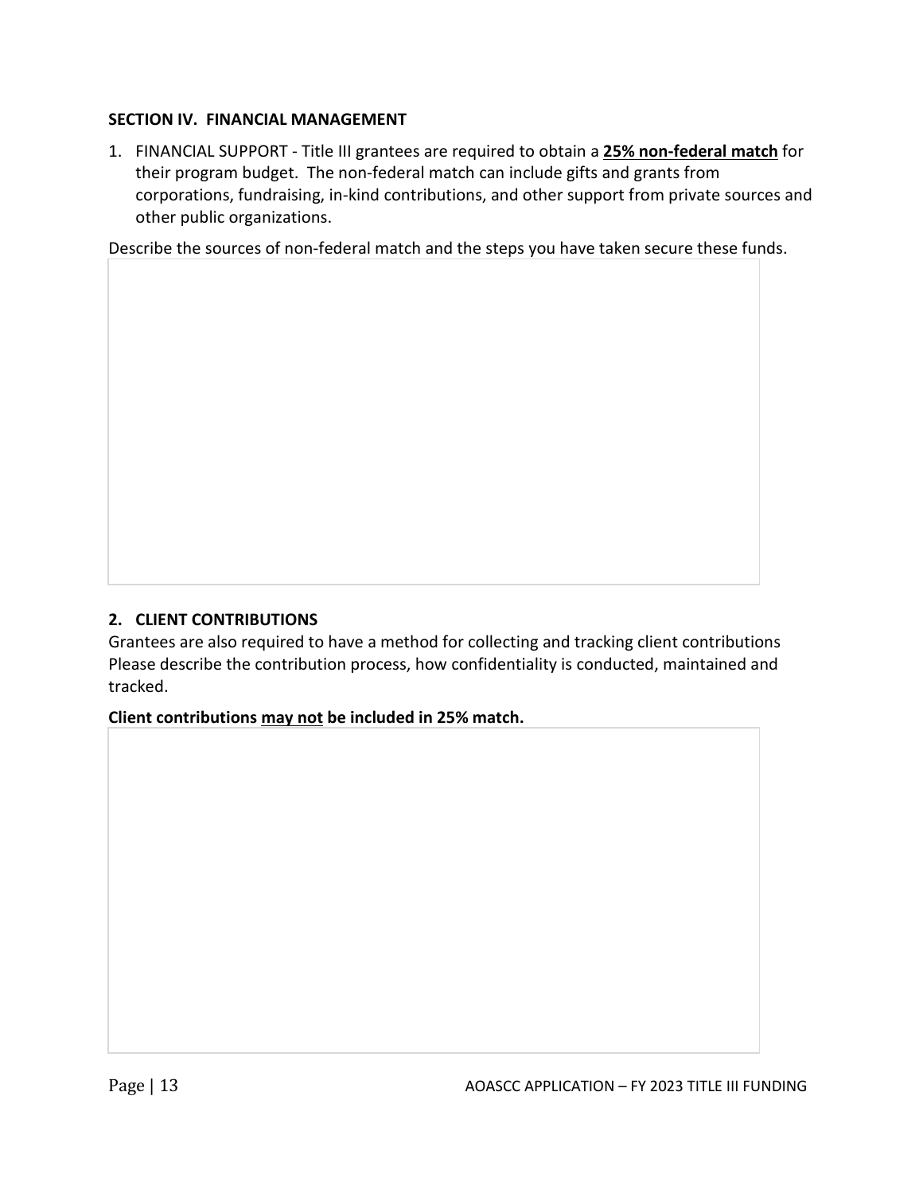## SECTION IV. FINANCIAL MANAGEMENT

1. FINANCIAL SUPPORT - Title III grantees are required to obtain a **<u>25% non-federal match</u>** for their program budget. The non-federal match can include gifts and grants from corporations, fundraising, in-kind contributions, and other support from private sources and other public organizations.

Describe the sources of non-federal match and the steps you have taken secure these funds.

### 2. CLIENT CONTRIBUTIONS

Grantees are also required to have a method for collecting and tracking client contributions Please describe the contribution process, how confidentiality is conducted, maintained and tracked.

**Client contributions <u>may not</u> be included in 25% match.**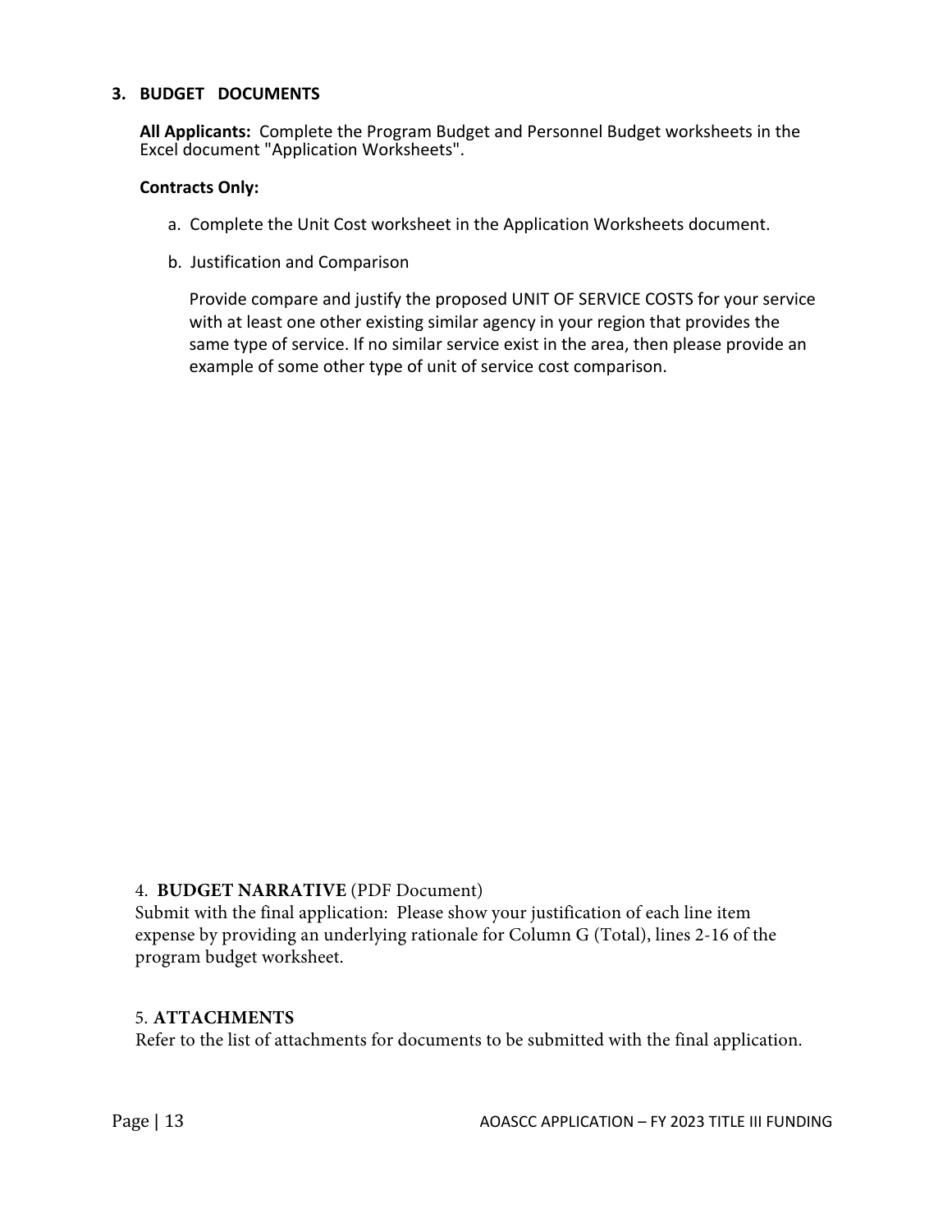### 3. BUDGET DOCUMENTS

**All Applicants:** Complete the Program Budget and Personnel Budget worksheets in the Excel document "Application Worksheets".

**Contracts Only:**

a. Complete the Unit Cost worksheet in the Application Worksheets document.

b. Justification and Comparison

Provide compare and justify the proposed UNIT OF SERVICE COSTS for your service with at least one other existing similar agency in your region that provides the same type of service. If no similar service exist in the area, then please provide an example of some other type of unit of service cost comparison.

4. **BUDGET NARRATIVE** (PDF Document)
Submit with the final application: Please show your justification of each line item expense by providing an underlying rationale for Column G (Total), lines 2-16 of the program budget worksheet.

5. **ATTACHMENTS**
Refer to the list of attachments for documents to be submitted with the final application.